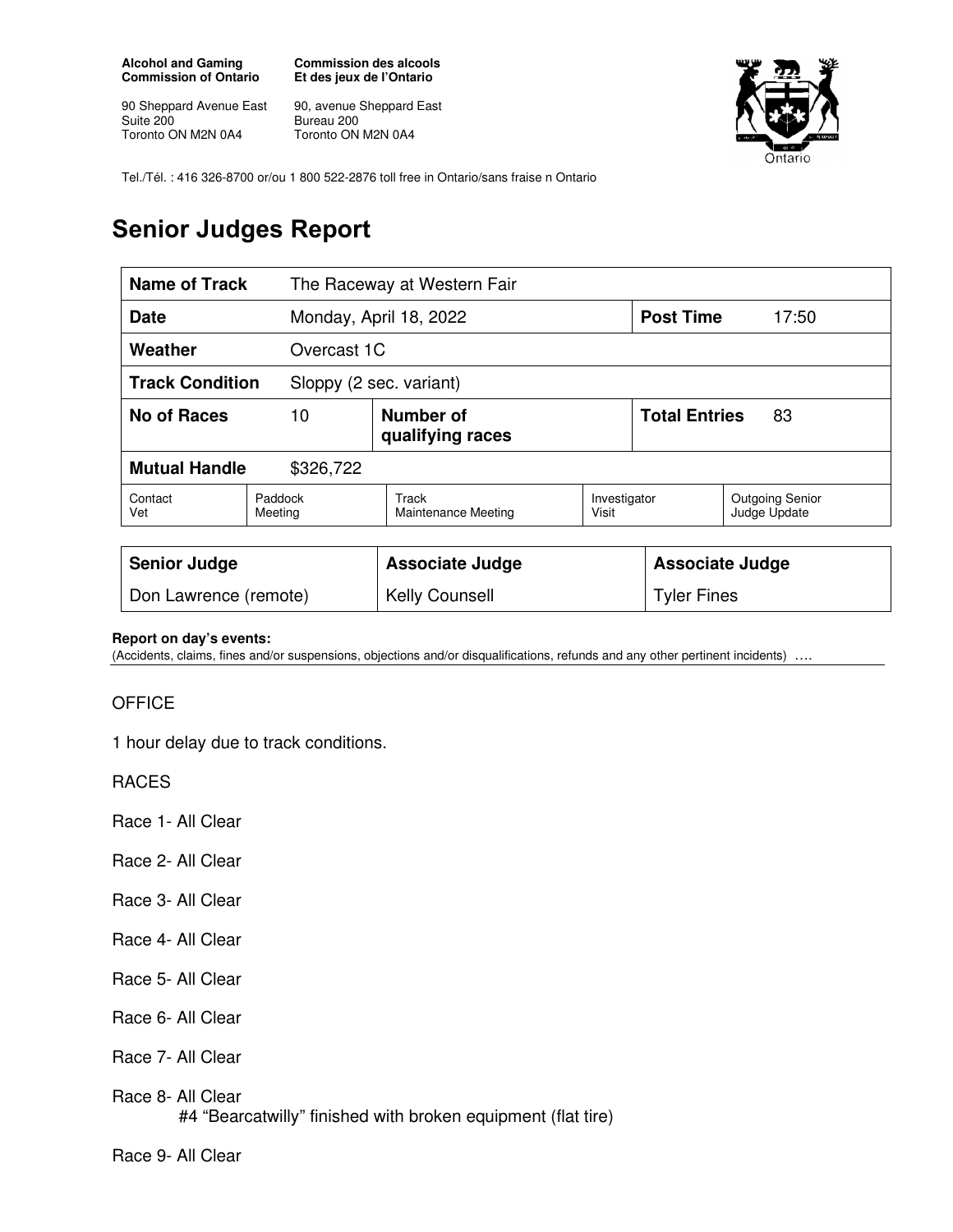**Alcohol and Gaming Commission of Ontario**

90 Sheppard Avenue East
Suite 200
Toronto ON M2N 0A4

**Commission des alcools Et des jeux de l'Ontario**

90, avenue Sheppard East
Bureau 200
Toronto ON M2N 0A4

Tel./Tél. : 416 326-8700 or/ou 1 800 522-2876 toll free in Ontario/sans fraise n Ontario

# Senior Judges Report

| **Name of Track** | The Raceway at Western Fair | | |
|---|---|---|---|
| **Date** | Monday, April 18, 2022 | **Post Time** | 17:50 |
| **Weather** | Overcast 1C | | |
| **Track Condition** | Sloppy (2 sec. variant) | | |
| **No of Races** | 10 | **Number of qualifying races** | |
| **Total Entries** | 83 | | |
| **Mutual Handle** | $326,722 | | |

| Contact Vet | Paddock Meeting | Track Maintenance Meeting | Investigator Visit | Outgoing Senior Judge Update |
|---|---|---|---|---|
| | | | | |

| **Senior Judge** | **Associate Judge** | **Associate Judge** |
|---|---|---|
| Don Lawrence (remote) | Kelly Counsell | Tyler Fines |

**Report on day's events:**
(Accidents, claims, fines and/or suspensions, objections and/or disqualifications, refunds and any other pertinent incidents) ….

OFFICE

1 hour delay due to track conditions.

RACES

Race 1- All Clear

Race 2- All Clear

Race 3- All Clear

Race 4- All Clear

Race 5- All Clear

Race 6- All Clear

Race 7- All Clear

Race 8- All Clear
#4 "Bearcatwilly" finished with broken equipment (flat tire)

Race 9- All Clear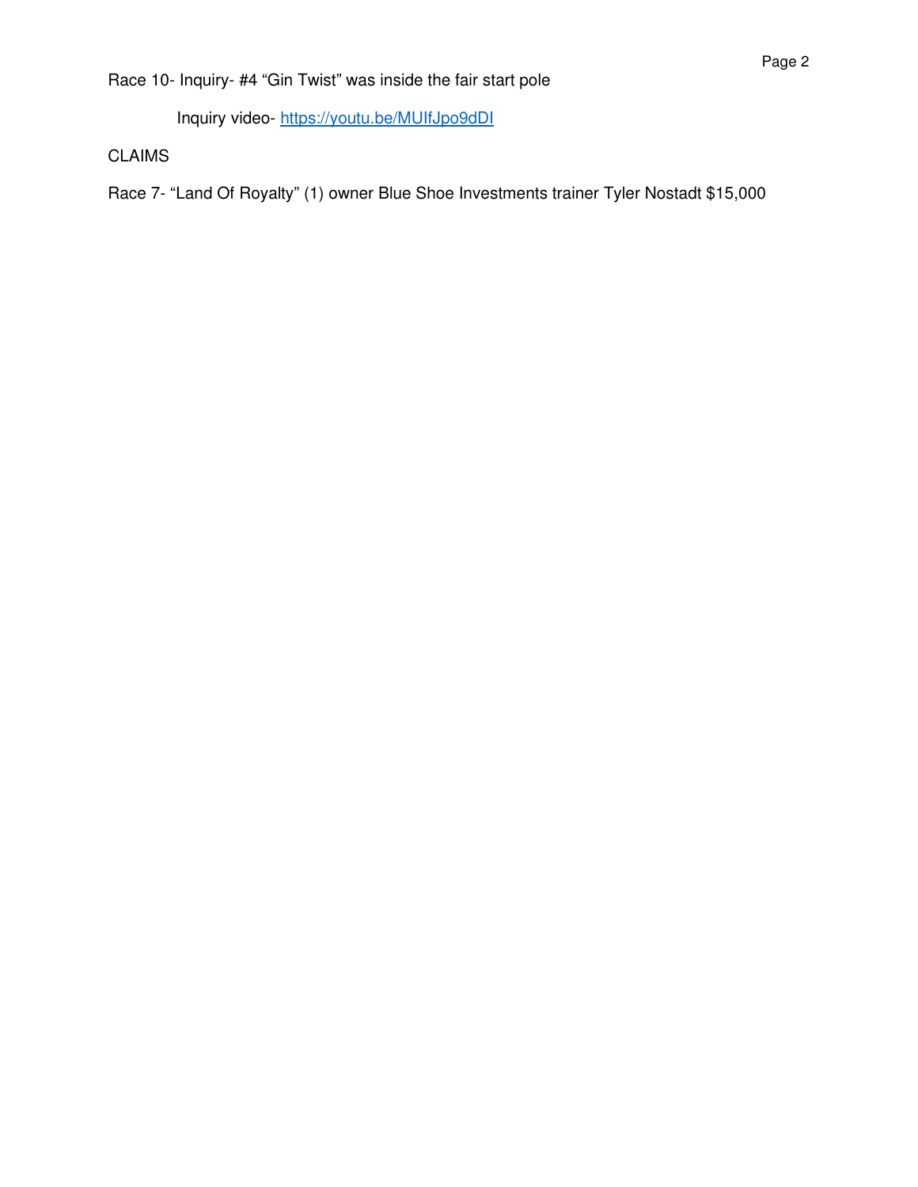Race 10- Inquiry- #4 “Gin Twist” was inside the fair start pole

Inquiry video- https://youtu.be/MUIfJpo9dDI

CLAIMS

Race 7- “Land Of Royalty” (1) owner Blue Shoe Investments trainer Tyler Nostadt $15,000